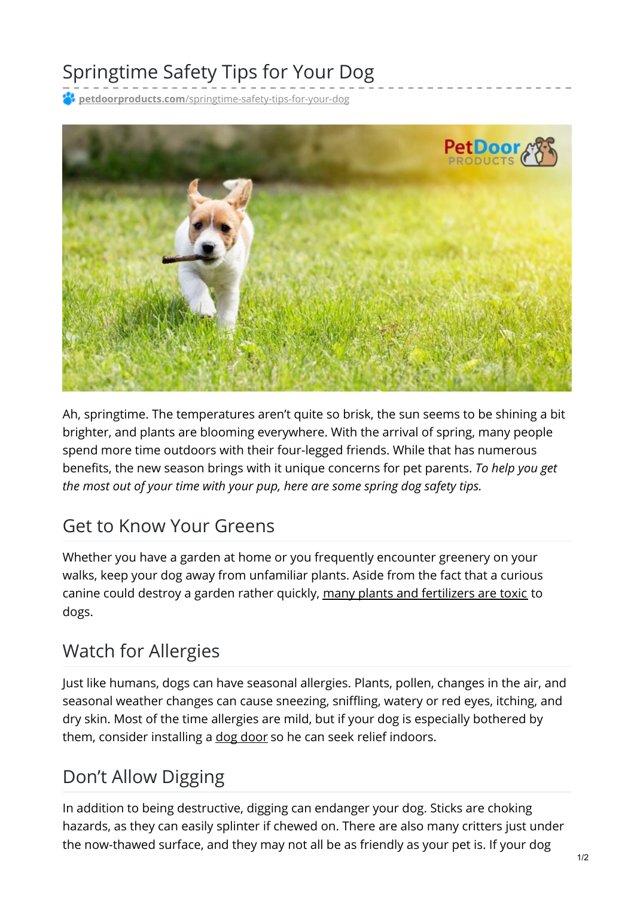# Springtime Safety Tips for Your Dog

petdoorproducts.com/springtime-safety-tips-for-your-dog

Ah, springtime. The temperatures aren't quite so brisk, the sun seems to be shining a bit brighter, and plants are blooming everywhere. With the arrival of spring, many people spend more time outdoors with their four-legged friends. While that has numerous benefits, the new season brings with it unique concerns for pet parents. *To help you get the most out of your time with your pup, here are some spring dog safety tips.*

## Get to Know Your Greens

Whether you have a garden at home or you frequently encounter greenery on your walks, keep your dog away from unfamiliar plants. Aside from the fact that a curious canine could destroy a garden rather quickly, many plants and fertilizers are toxic to dogs.

## Watch for Allergies

Just like humans, dogs can have seasonal allergies. Plants, pollen, changes in the air, and seasonal weather changes can cause sneezing, sniffling, watery or red eyes, itching, and dry skin. Most of the time allergies are mild, but if your dog is especially bothered by them, consider installing a dog door so he can seek relief indoors.

## Don't Allow Digging

In addition to being destructive, digging can endanger your dog. Sticks are choking hazards, as they can easily splinter if chewed on. There are also many critters just under the now-thawed surface, and they may not all be as friendly as your pet is. If your dog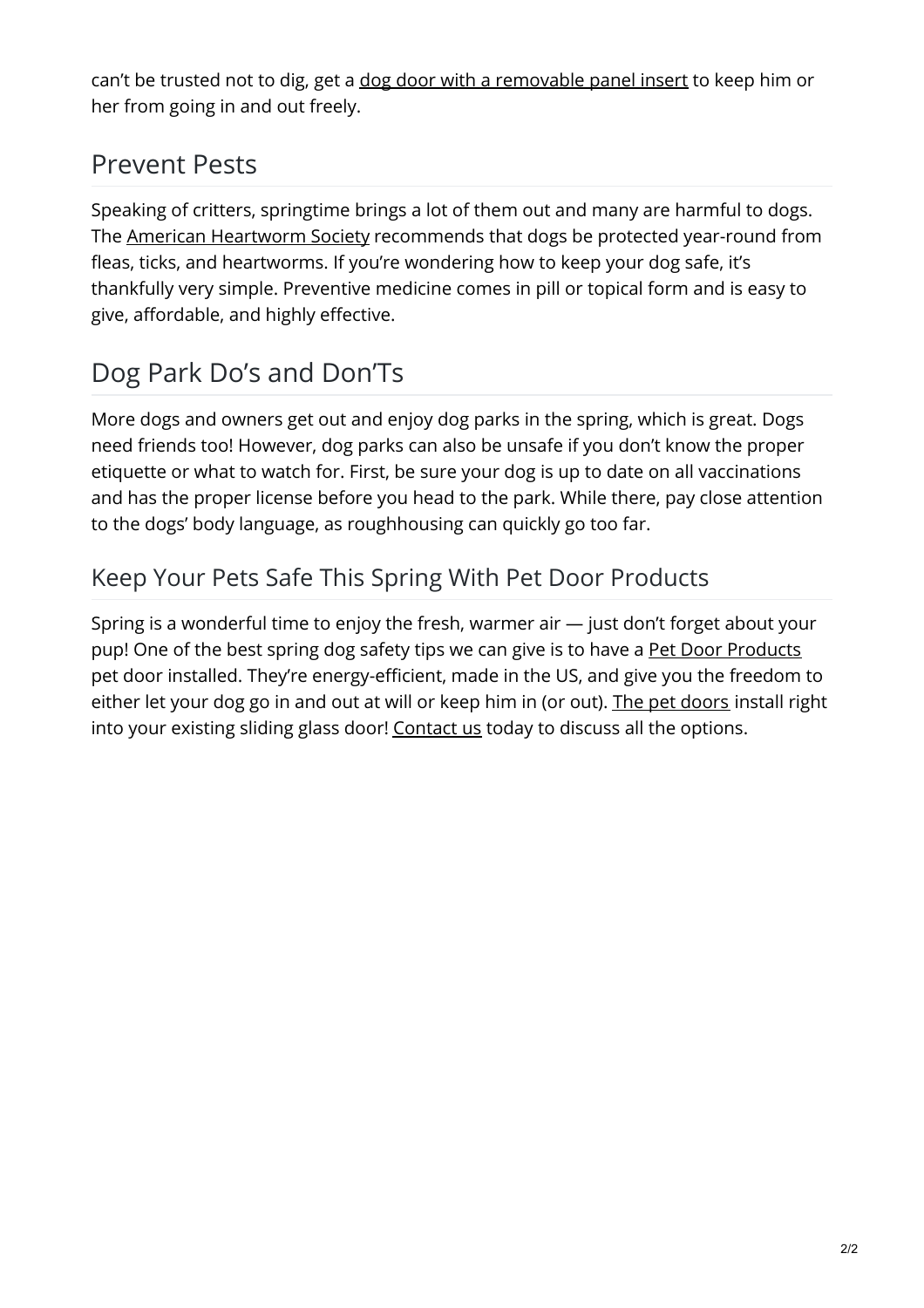can't be trusted not to dig, get a dog door with a removable panel insert to keep him or her from going in and out freely.

## Prevent Pests

Speaking of critters, springtime brings a lot of them out and many are harmful to dogs. The American Heartworm Society recommends that dogs be protected year-round from fleas, ticks, and heartworms. If you're wondering how to keep your dog safe, it's thankfully very simple. Preventive medicine comes in pill or topical form and is easy to give, affordable, and highly effective.

## Dog Park Do's and Don'Ts

More dogs and owners get out and enjoy dog parks in the spring, which is great. Dogs need friends too! However, dog parks can also be unsafe if you don't know the proper etiquette or what to watch for. First, be sure your dog is up to date on all vaccinations and has the proper license before you head to the park. While there, pay close attention to the dogs' body language, as roughhousing can quickly go too far.

### Keep Your Pets Safe This Spring With Pet Door Products

Spring is a wonderful time to enjoy the fresh, warmer air — just don't forget about your pup! One of the best spring dog safety tips we can give is to have a Pet Door Products pet door installed. They're energy-efficient, made in the US, and give you the freedom to either let your dog go in and out at will or keep him in (or out). The pet doors install right into your existing sliding glass door! Contact us today to discuss all the options.